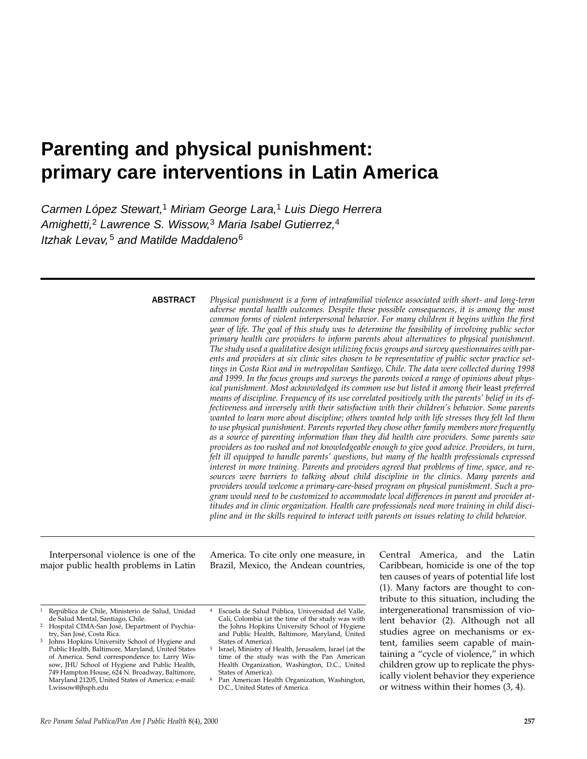# Parenting and physical punishment: primary care interventions in Latin America

*Carmen López Stewart,[1] Miriam George Lara,[1] Luis Diego Herrera Amighetti,[2] Lawrence S. Wissow,[3] Maria Isabel Gutierrez,[4] Itzhak Levav,[5] and Matilde Maddaleno[6]*

---

**ABSTRACT** *Physical punishment is a form of intrafamilial violence associated with short- and long-term adverse mental health outcomes. Despite these possible consequences, it is among the most common forms of violent interpersonal behavior. For many children it begins within the first year of life. The goal of this study was to determine the feasibility of involving public sector primary health care providers to inform parents about alternatives to physical punishment. The study used a qualitative design utilizing focus groups and survey questionnaires with parents and providers at six clinic sites chosen to be representative of public sector practice settings in Costa Rica and in metropolitan Santiago, Chile. The data were collected during 1998 and 1999. In the focus groups and surveys the parents voiced a range of opinions about physical punishment. Most acknowledged its common use but listed it among their* least *preferred means of discipline. Frequency of its use correlated positively with the parents' belief in its effectiveness and inversely with their satisfaction with their children's behavior. Some parents wanted to learn more about discipline; others wanted help with life stresses they felt led them to use physical punishment. Parents reported they chose other family members more frequently as a source of parenting information than they did health care providers. Some parents saw providers as too rushed and not knowledgeable enough to give good advice. Providers, in turn, felt ill equipped to handle parents' questions, but many of the health professionals expressed interest in more training. Parents and providers agreed that problems of time, space, and resources were barriers to talking about child discipline in the clinics. Many parents and providers would welcome a primary-care-based program on physical punishment. Such a program would need to be customized to accommodate local differences in parent and provider attitudes and in clinic organization. Health care professionals need more training in child discipline and in the skills required to interact with parents on issues relating to child behavior.*

---

Interpersonal violence is one of the major public health problems in Latin America. To cite only one measure, in Brazil, Mexico, the Andean countries, Central America, and the Latin Caribbean, homicide is one of the top ten causes of years of potential life lost (1). Many factors are thought to contribute to this situation, including the intergenerational transmission of violent behavior (2). Although not all studies agree on mechanisms or extent, families seem capable of maintaining a "cycle of violence," in which children grow up to replicate the physically violent behavior they experience or witness within their homes (3, 4).

[1] República de Chile, Ministerio de Salud, Unidad de Salud Mental, Santiago, Chile.

[2] Hospital CIMA-San José, Department of Psychiatry, San José, Costa Rica.

[3] Johns Hopkins University School of Hygiene and Public Health, Baltimore, Maryland, United States of America. Send correspondence to: Larry Wissow, JHU School of Hygiene and Public Health, 749 Hampton House, 624 N. Broadway, Baltimore, Maryland 21205, United States of America; e-mail: Lwissow@jhsph.edu

[4] Escuela de Salud Pública, Universidad del Valle, Cali, Colombia (at the time of the study was with the Johns Hopkins University School of Hygiene and Public Health, Baltimore, Maryland, United States of America).

[5] Israel, Ministry of Health, Jerusalem, Israel (at the time of the study was with the Pan American Health Organization, Washington, D.C., United States of America).

[6] Pan American Health Organization, Washington, D.C., United States of America.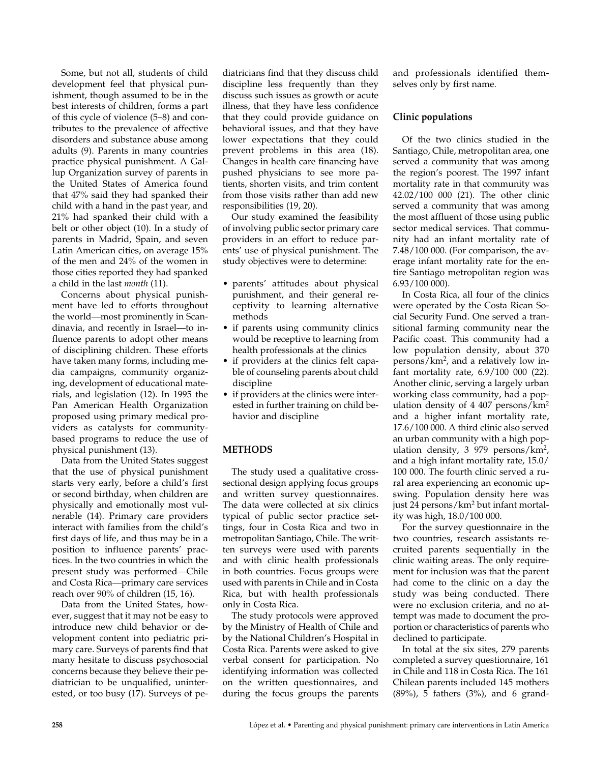Some, but not all, students of child development feel that physical punishment, though assumed to be in the best interests of children, forms a part of this cycle of violence (5–8) and contributes to the prevalence of affective disorders and substance abuse among adults (9). Parents in many countries practice physical punishment. A Gallup Organization survey of parents in the United States of America found that 47% said they had spanked their child with a hand in the past year, and 21% had spanked their child with a belt or other object (10). In a study of parents in Madrid, Spain, and seven Latin American cities, on average 15% of the men and 24% of the women in those cities reported they had spanked a child in the last *month* (11).

Concerns about physical punishment have led to efforts throughout the world—most prominently in Scandinavia, and recently in Israel—to influence parents to adopt other means of disciplining children. These efforts have taken many forms, including media campaigns, community organizing, development of educational materials, and legislation (12). In 1995 the Pan American Health Organization proposed using primary medical providers as catalysts for community-based programs to reduce the use of physical punishment (13).

Data from the United States suggest that the use of physical punishment starts very early, before a child's first or second birthday, when children are physically and emotionally most vulnerable (14). Primary care providers interact with families from the child's first days of life, and thus may be in a position to influence parents' practices. In the two countries in which the present study was performed—Chile and Costa Rica—primary care services reach over 90% of children (15, 16).

Data from the United States, however, suggest that it may not be easy to introduce new child behavior or development content into pediatric primary care. Surveys of parents find that many hesitate to discuss psychosocial concerns because they believe their pediatrician to be unqualified, uninterested, or too busy (17). Surveys of pediatricians find that they discuss child discipline less frequently than they discuss such issues as growth or acute illness, that they have less confidence that they could provide guidance on behavioral issues, and that they have lower expectations that they could prevent problems in this area (18). Changes in health care financing have pushed physicians to see more patients, shorten visits, and trim content from those visits rather than add new responsibilities (19, 20).

Our study examined the feasibility of involving public sector primary care providers in an effort to reduce parents' use of physical punishment. The study objectives were to determine:

- parents' attitudes about physical punishment, and their general receptivity to learning alternative methods
- if parents using community clinics would be receptive to learning from health professionals at the clinics
- if providers at the clinics felt capable of counseling parents about child discipline
- if providers at the clinics were interested in further training on child behavior and discipline

## METHODS

The study used a qualitative cross-sectional design applying focus groups and written survey questionnaires. The data were collected at six clinics typical of public sector practice settings, four in Costa Rica and two in metropolitan Santiago, Chile. The written surveys were used with parents and with clinic health professionals in both countries. Focus groups were used with parents in Chile and in Costa Rica, but with health professionals only in Costa Rica.

The study protocols were approved by the Ministry of Health of Chile and by the National Children's Hospital in Costa Rica. Parents were asked to give verbal consent for participation. No identifying information was collected on the written questionnaires, and during the focus groups the parents and professionals identified themselves only by first name.

### Clinic populations

Of the two clinics studied in the Santiago, Chile, metropolitan area, one served a community that was among the region's poorest. The 1997 infant mortality rate in that community was 42.02/100 000 (21). The other clinic served a community that was among the most affluent of those using public sector medical services. That community had an infant mortality rate of 7.48/100 000. (For comparison, the average infant mortality rate for the entire Santiago metropolitan region was 6.93/100 000).

In Costa Rica, all four of the clinics were operated by the Costa Rican Social Security Fund. One served a transitional farming community near the Pacific coast. This community had a low population density, about 370 persons/km$^2$, and a relatively low infant mortality rate, 6.9/100 000 (22). Another clinic, serving a largely urban working class community, had a population density of 4 407 persons/km$^2$ and a higher infant mortality rate, 17.6/100 000. A third clinic also served an urban community with a high population density, 3 979 persons/km$^2$, and a high infant mortality rate, 15.0/100 000. The fourth clinic served a rural area experiencing an economic upswing. Population density here was just 24 persons/km$^2$ but infant mortality was high, 18.0/100 000.

For the survey questionnaire in the two countries, research assistants recruited parents sequentially in the clinic waiting areas. The only requirement for inclusion was that the parent had come to the clinic on a day the study was being conducted. There were no exclusion criteria, and no attempt was made to document the proportion or characteristics of parents who declined to participate.

In total at the six sites, 279 parents completed a survey questionnaire, 161 in Chile and 118 in Costa Rica. The 161 Chilean parents included 145 mothers (89%), 5 fathers (3%), and 6 grand-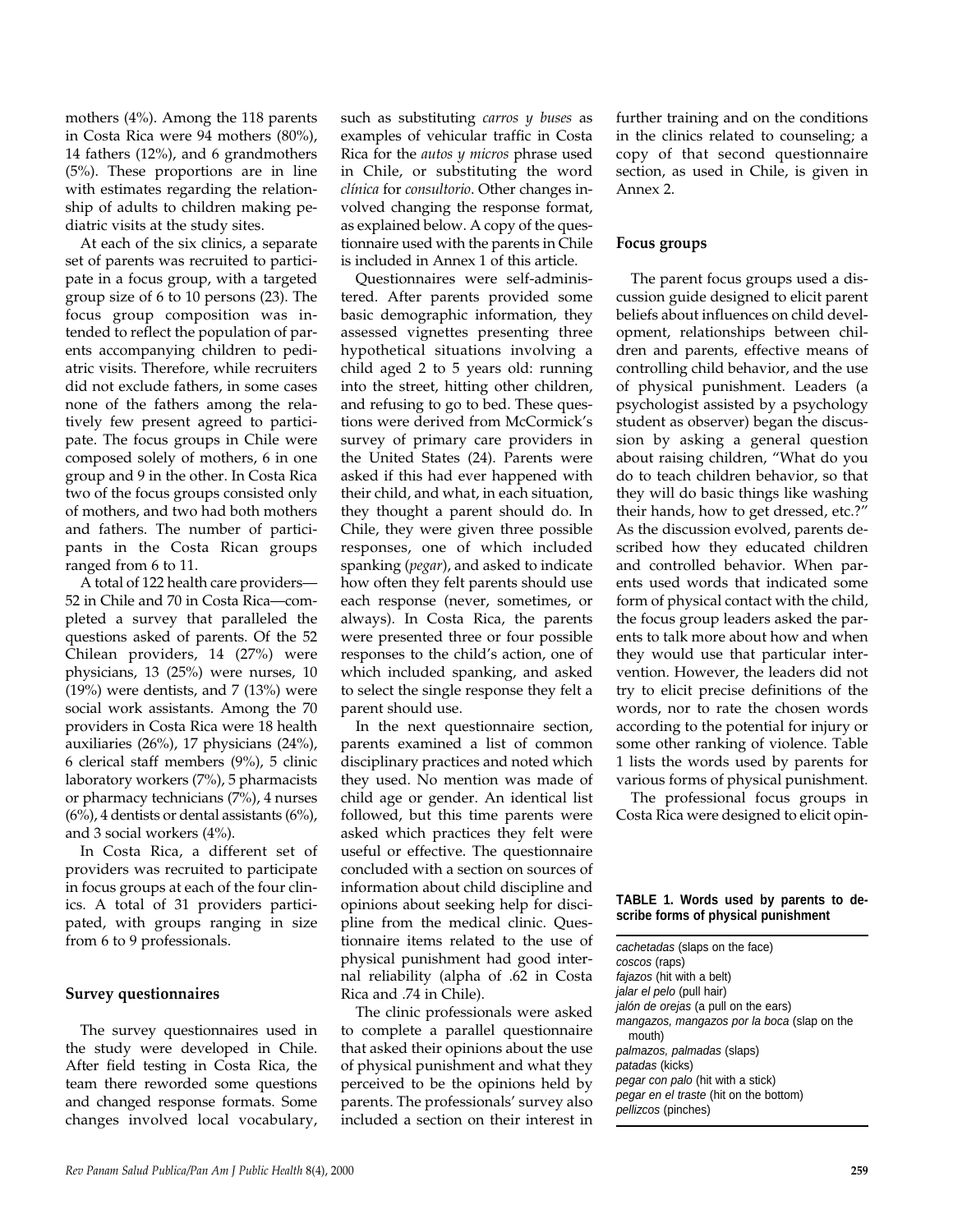mothers (4%). Among the 118 parents in Costa Rica were 94 mothers (80%), 14 fathers (12%), and 6 grandmothers (5%). These proportions are in line with estimates regarding the relationship of adults to children making pediatric visits at the study sites.

At each of the six clinics, a separate set of parents was recruited to participate in a focus group, with a targeted group size of 6 to 10 persons (23). The focus group composition was intended to reflect the population of parents accompanying children to pediatric visits. Therefore, while recruiters did not exclude fathers, in some cases none of the fathers among the relatively few present agreed to participate. The focus groups in Chile were composed solely of mothers, 6 in one group and 9 in the other. In Costa Rica two of the focus groups consisted only of mothers, and two had both mothers and fathers. The number of participants in the Costa Rican groups ranged from 6 to 11.

A total of 122 health care providers—52 in Chile and 70 in Costa Rica—completed a survey that paralleled the questions asked of parents. Of the 52 Chilean providers, 14 (27%) were physicians, 13 (25%) were nurses, 10 (19%) were dentists, and 7 (13%) were social work assistants. Among the 70 providers in Costa Rica were 18 health auxiliaries (26%), 17 physicians (24%), 6 clerical staff members (9%), 5 clinic laboratory workers (7%), 5 pharmacists or pharmacy technicians (7%), 4 nurses (6%), 4 dentists or dental assistants (6%), and 3 social workers (4%).

In Costa Rica, a different set of providers was recruited to participate in focus groups at each of the four clinics. A total of 31 providers participated, with groups ranging in size from 6 to 9 professionals.

### Survey questionnaires

The survey questionnaires used in the study were developed in Chile. After field testing in Costa Rica, the team there reworded some questions and changed response formats. Some changes involved local vocabulary, such as substituting *carros y buses* as examples of vehicular traffic in Costa Rica for the *autos y micros* phrase used in Chile, or substituting the word *clínica* for *consultorio*. Other changes involved changing the response format, as explained below. A copy of the questionnaire used with the parents in Chile is included in Annex 1 of this article.

Questionnaires were self-administered. After parents provided some basic demographic information, they assessed vignettes presenting three hypothetical situations involving a child aged 2 to 5 years old: running into the street, hitting other children, and refusing to go to bed. These questions were derived from McCormick's survey of primary care providers in the United States (24). Parents were asked if this had ever happened with their child, and what, in each situation, they thought a parent should do. In Chile, they were given three possible responses, one of which included spanking (*pegar*), and asked to indicate how often they felt parents should use each response (never, sometimes, or always). In Costa Rica, the parents were presented three or four possible responses to the child's action, one of which included spanking, and asked to select the single response they felt a parent should use.

In the next questionnaire section, parents examined a list of common disciplinary practices and noted which they used. No mention was made of child age or gender. An identical list followed, but this time parents were asked which practices they felt were useful or effective. The questionnaire concluded with a section on sources of information about child discipline and opinions about seeking help for discipline from the medical clinic. Questionnaire items related to the use of physical punishment had good internal reliability (alpha of .62 in Costa Rica and .74 in Chile).

The clinic professionals were asked to complete a parallel questionnaire that asked their opinions about the use of physical punishment and what they perceived to be the opinions held by parents. The professionals' survey also included a section on their interest in further training and on the conditions in the clinics related to counseling; a copy of that second questionnaire section, as used in Chile, is given in Annex 2.

### Focus groups

The parent focus groups used a discussion guide designed to elicit parent beliefs about influences on child development, relationships between children and parents, effective means of controlling child behavior, and the use of physical punishment. Leaders (a psychologist assisted by a psychology student as observer) began the discussion by asking a general question about raising children, "What do you do to teach children behavior, so that they will do basic things like washing their hands, how to get dressed, etc.?" As the discussion evolved, parents described how they educated children and controlled behavior. When parents used words that indicated some form of physical contact with the child, the focus group leaders asked the parents to talk more about how and when they would use that particular intervention. However, the leaders did not try to elicit precise definitions of the words, nor to rate the chosen words according to the potential for injury or some other ranking of violence. Table 1 lists the words used by parents for various forms of physical punishment.

The professional focus groups in Costa Rica were designed to elicit opin-

**TABLE 1. Words used by parents to describe forms of physical punishment**

| |
|---|
| *cachetadas* (slaps on the face) |
| *coscos* (raps) |
| *fajazos* (hit with a belt) |
| *jalar el pelo* (pull hair) |
| *jalón de orejas* (a pull on the ears) |
| *mangazos, mangazos por la boca* (slap on the mouth) |
| *palmazos, palmadas* (slaps) |
| *patadas* (kicks) |
| *pegar con palo* (hit with a stick) |
| *pegar en el traste* (hit on the bottom) |
| *pellizcos* (pinches) |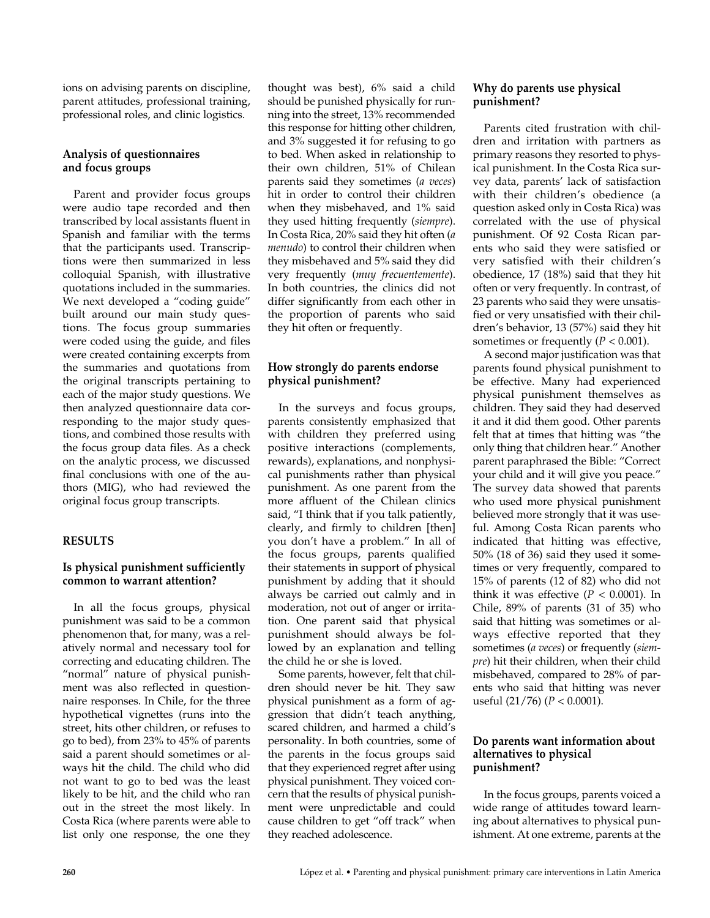ions on advising parents on discipline, parent attitudes, professional training, professional roles, and clinic logistics.

### Analysis of questionnaires and focus groups

Parent and provider focus groups were audio tape recorded and then transcribed by local assistants fluent in Spanish and familiar with the terms that the participants used. Transcriptions were then summarized in less colloquial Spanish, with illustrative quotations included in the summaries. We next developed a "coding guide" built around our main study questions. The focus group summaries were coded using the guide, and files were created containing excerpts from the summaries and quotations from the original transcripts pertaining to each of the major study questions. We then analyzed questionnaire data corresponding to the major study questions, and combined those results with the focus group data files. As a check on the analytic process, we discussed final conclusions with one of the authors (MIG), who had reviewed the original focus group transcripts.

## RESULTS

### Is physical punishment sufficiently common to warrant attention?

In all the focus groups, physical punishment was said to be a common phenomenon that, for many, was a relatively normal and necessary tool for correcting and educating children. The "normal" nature of physical punishment was also reflected in questionnaire responses. In Chile, for the three hypothetical vignettes (runs into the street, hits other children, or refuses to go to bed), from 23% to 45% of parents said a parent should sometimes or always hit the child. The child who did not want to go to bed was the least likely to be hit, and the child who ran out in the street the most likely. In Costa Rica (where parents were able to list only one response, the one they thought was best), 6% said a child should be punished physically for running into the street, 13% recommended this response for hitting other children, and 3% suggested it for refusing to go to bed. When asked in relationship to their own children, 51% of Chilean parents said they sometimes (*a veces*) hit in order to control their children when they misbehaved, and 1% said they used hitting frequently (*siempre*). In Costa Rica, 20% said they hit often (*a menudo*) to control their children when they misbehaved and 5% said they did very frequently (*muy frecuentemente*). In both countries, the clinics did not differ significantly from each other in the proportion of parents who said they hit often or frequently.

### How strongly do parents endorse physical punishment?

In the surveys and focus groups, parents consistently emphasized that with children they preferred using positive interactions (complements, rewards), explanations, and nonphysical punishments rather than physical punishment. As one parent from the more affluent of the Chilean clinics said, "I think that if you talk patiently, clearly, and firmly to children [then] you don't have a problem." In all of the focus groups, parents qualified their statements in support of physical punishment by adding that it should always be carried out calmly and in moderation, not out of anger or irritation. One parent said that physical punishment should always be followed by an explanation and telling the child he or she is loved.

Some parents, however, felt that children should never be hit. They saw physical punishment as a form of aggression that didn't teach anything, scared children, and harmed a child's personality. In both countries, some of the parents in the focus groups said that they experienced regret after using physical punishment. They voiced concern that the results of physical punishment were unpredictable and could cause children to get "off track" when they reached adolescence.

### Why do parents use physical punishment?

Parents cited frustration with children and irritation with partners as primary reasons they resorted to physical punishment. In the Costa Rica survey data, parents' lack of satisfaction with their children's obedience (a question asked only in Costa Rica) was correlated with the use of physical punishment. Of 92 Costa Rican parents who said they were satisfied or very satisfied with their children's obedience, 17 (18%) said that they hit often or very frequently. In contrast, of 23 parents who said they were unsatisfied or very unsatisfied with their children's behavior, 13 (57%) said they hit sometimes or frequently ($P < 0.001$).

A second major justification was that parents found physical punishment to be effective. Many had experienced physical punishment themselves as children. They said they had deserved it and it did them good. Other parents felt that at times that hitting was "the only thing that children hear." Another parent paraphrased the Bible: "Correct your child and it will give you peace." The survey data showed that parents who used more physical punishment believed more strongly that it was useful. Among Costa Rican parents who indicated that hitting was effective, 50% (18 of 36) said they used it sometimes or very frequently, compared to 15% of parents (12 of 82) who did not think it was effective ($P < 0.0001$). In Chile, 89% of parents (31 of 35) who said that hitting was sometimes or always effective reported that they sometimes (*a veces*) or frequently (*siempre*) hit their children, when their child misbehaved, compared to 28% of parents who said that hitting was never useful (21/76) ($P < 0.0001$).

### Do parents want information about alternatives to physical punishment?

In the focus groups, parents voiced a wide range of attitudes toward learning about alternatives to physical punishment. At one extreme, parents at the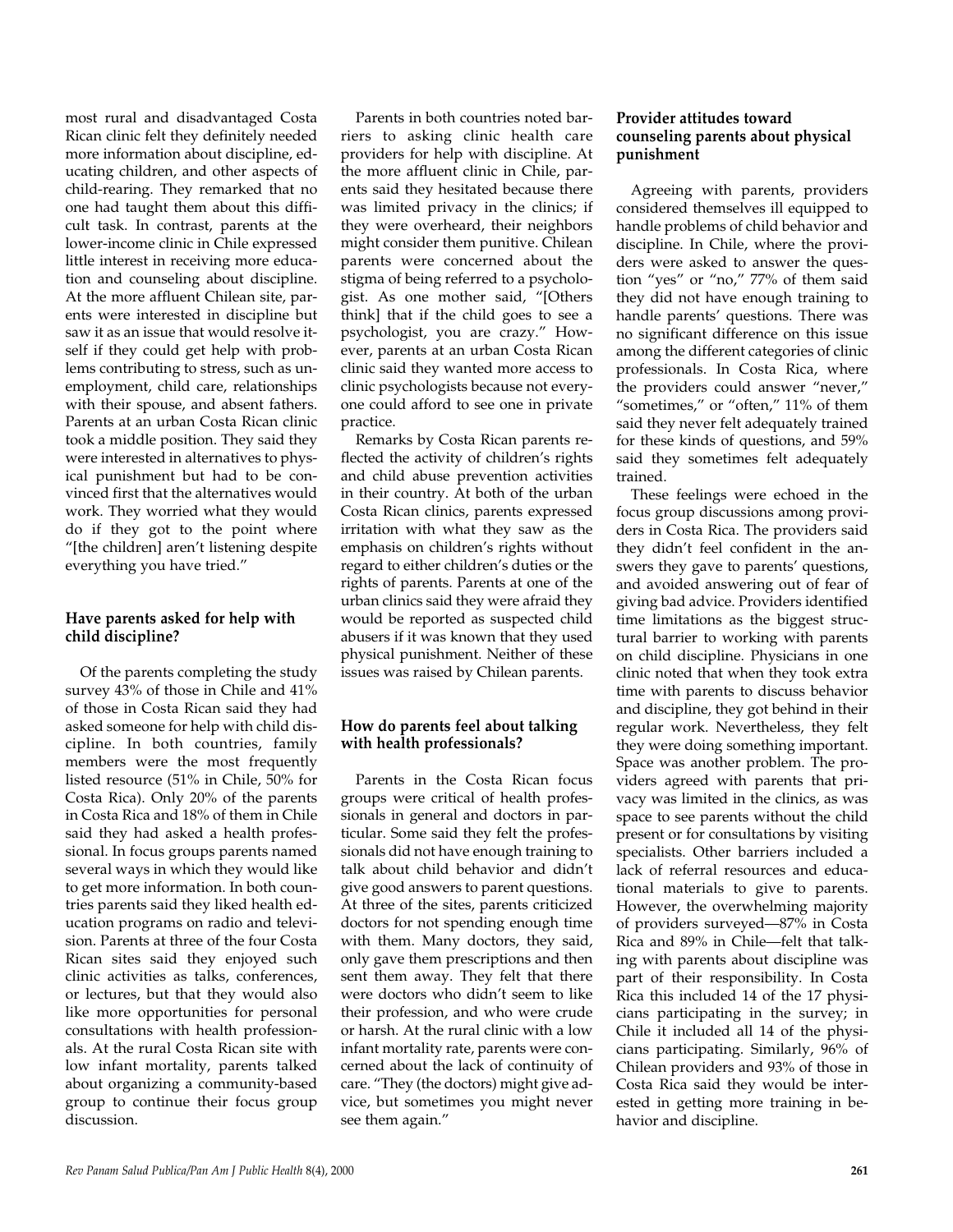most rural and disadvantaged Costa Rican clinic felt they definitely needed more information about discipline, educating children, and other aspects of child-rearing. They remarked that no one had taught them about this difficult task. In contrast, parents at the lower-income clinic in Chile expressed little interest in receiving more education and counseling about discipline. At the more affluent Chilean site, parents were interested in discipline but saw it as an issue that would resolve itself if they could get help with problems contributing to stress, such as unemployment, child care, relationships with their spouse, and absent fathers. Parents at an urban Costa Rican clinic took a middle position. They said they were interested in alternatives to physical punishment but had to be convinced first that the alternatives would work. They worried what they would do if they got to the point where "[the children] aren't listening despite everything you have tried."

### Have parents asked for help with child discipline?

Of the parents completing the study survey 43% of those in Chile and 41% of those in Costa Rican said they had asked someone for help with child discipline. In both countries, family members were the most frequently listed resource (51% in Chile, 50% for Costa Rica). Only 20% of the parents in Costa Rica and 18% of them in Chile said they had asked a health professional. In focus groups parents named several ways in which they would like to get more information. In both countries parents said they liked health education programs on radio and television. Parents at three of the four Costa Rican sites said they enjoyed such clinic activities as talks, conferences, or lectures, but that they would also like more opportunities for personal consultations with health professionals. At the rural Costa Rican site with low infant mortality, parents talked about organizing a community-based group to continue their focus group discussion.

Parents in both countries noted barriers to asking clinic health care providers for help with discipline. At the more affluent clinic in Chile, parents said they hesitated because there was limited privacy in the clinics; if they were overheard, their neighbors might consider them punitive. Chilean parents were concerned about the stigma of being referred to a psychologist. As one mother said, "[Others think] that if the child goes to see a psychologist, you are crazy." However, parents at an urban Costa Rican clinic said they wanted more access to clinic psychologists because not everyone could afford to see one in private practice.

Remarks by Costa Rican parents reflected the activity of children's rights and child abuse prevention activities in their country. At both of the urban Costa Rican clinics, parents expressed irritation with what they saw as the emphasis on children's rights without regard to either children's duties or the rights of parents. Parents at one of the urban clinics said they were afraid they would be reported as suspected child abusers if it was known that they used physical punishment. Neither of these issues was raised by Chilean parents.

### How do parents feel about talking with health professionals?

Parents in the Costa Rican focus groups were critical of health professionals in general and doctors in particular. Some said they felt the professionals did not have enough training to talk about child behavior and didn't give good answers to parent questions. At three of the sites, parents criticized doctors for not spending enough time with them. Many doctors, they said, only gave them prescriptions and then sent them away. They felt that there were doctors who didn't seem to like their profession, and who were crude or harsh. At the rural clinic with a low infant mortality rate, parents were concerned about the lack of continuity of care. "They (the doctors) might give advice, but sometimes you might never see them again."

### Provider attitudes toward counseling parents about physical punishment

Agreeing with parents, providers considered themselves ill equipped to handle problems of child behavior and discipline. In Chile, where the providers were asked to answer the question "yes" or "no," 77% of them said they did not have enough training to handle parents' questions. There was no significant difference on this issue among the different categories of clinic professionals. In Costa Rica, where the providers could answer "never," "sometimes," or "often," 11% of them said they never felt adequately trained for these kinds of questions, and 59% said they sometimes felt adequately trained.

These feelings were echoed in the focus group discussions among providers in Costa Rica. The providers said they didn't feel confident in the answers they gave to parents' questions, and avoided answering out of fear of giving bad advice. Providers identified time limitations as the biggest structural barrier to working with parents on child discipline. Physicians in one clinic noted that when they took extra time with parents to discuss behavior and discipline, they got behind in their regular work. Nevertheless, they felt they were doing something important. Space was another problem. The providers agreed with parents that privacy was limited in the clinics, as was space to see parents without the child present or for consultations by visiting specialists. Other barriers included a lack of referral resources and educational materials to give to parents. However, the overwhelming majority of providers surveyed—87% in Costa Rica and 89% in Chile—felt that talking with parents about discipline was part of their responsibility. In Costa Rica this included 14 of the 17 physicians participating in the survey; in Chile it included all 14 of the physicians participating. Similarly, 96% of Chilean providers and 93% of those in Costa Rica said they would be interested in getting more training in behavior and discipline.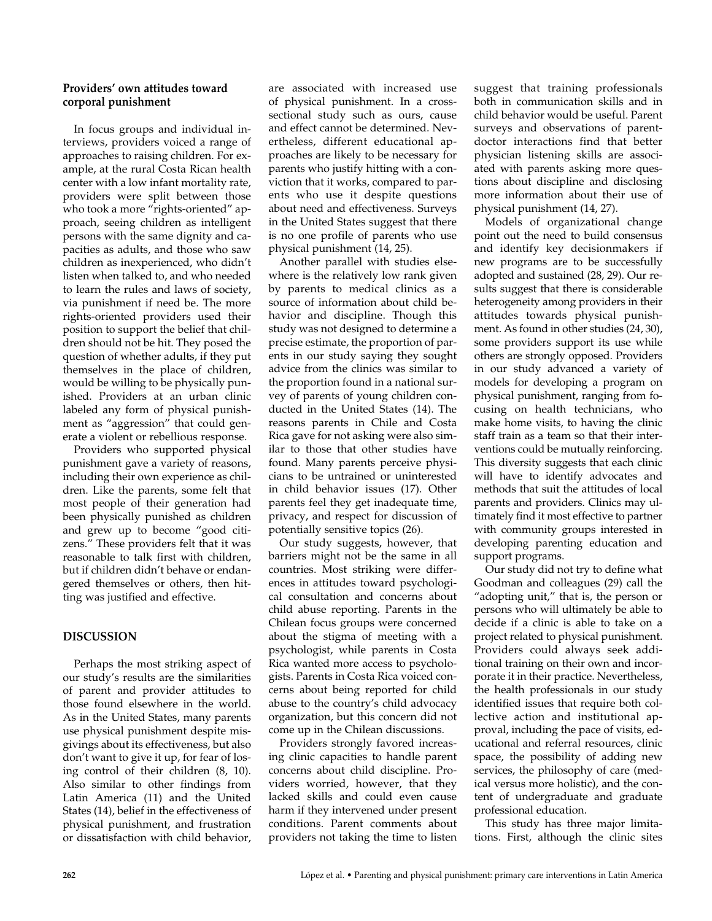### Providers' own attitudes toward corporal punishment

In focus groups and individual interviews, providers voiced a range of approaches to raising children. For example, at the rural Costa Rican health center with a low infant mortality rate, providers were split between those who took a more "rights-oriented" approach, seeing children as intelligent persons with the same dignity and capacities as adults, and those who saw children as inexperienced, who didn't listen when talked to, and who needed to learn the rules and laws of society, via punishment if need be. The more rights-oriented providers used their position to support the belief that children should not be hit. They posed the question of whether adults, if they put themselves in the place of children, would be willing to be physically punished. Providers at an urban clinic labeled any form of physical punishment as "aggression" that could generate a violent or rebellious response.

Providers who supported physical punishment gave a variety of reasons, including their own experience as children. Like the parents, some felt that most people of their generation had been physically punished as children and grew up to become "good citizens." These providers felt that it was reasonable to talk first with children, but if children didn't behave or endangered themselves or others, then hitting was justified and effective.

## DISCUSSION

Perhaps the most striking aspect of our study's results are the similarities of parent and provider attitudes to those found elsewhere in the world. As in the United States, many parents use physical punishment despite misgivings about its effectiveness, but also don't want to give it up, for fear of losing control of their children (8, 10). Also similar to other findings from Latin America (11) and the United States (14), belief in the effectiveness of physical punishment, and frustration or dissatisfaction with child behavior, are associated with increased use of physical punishment. In a cross-sectional study such as ours, cause and effect cannot be determined. Nevertheless, different educational approaches are likely to be necessary for parents who justify hitting with a conviction that it works, compared to parents who use it despite questions about need and effectiveness. Surveys in the United States suggest that there is no one profile of parents who use physical punishment (14, 25).

Another parallel with studies elsewhere is the relatively low rank given by parents to medical clinics as a source of information about child behavior and discipline. Though this study was not designed to determine a precise estimate, the proportion of parents in our study saying they sought advice from the clinics was similar to the proportion found in a national survey of parents of young children conducted in the United States (14). The reasons parents in Chile and Costa Rica gave for not asking were also similar to those that other studies have found. Many parents perceive physicians to be untrained or uninterested in child behavior issues (17). Other parents feel they get inadequate time, privacy, and respect for discussion of potentially sensitive topics (26).

Our study suggests, however, that barriers might not be the same in all countries. Most striking were differences in attitudes toward psychological consultation and concerns about child abuse reporting. Parents in the Chilean focus groups were concerned about the stigma of meeting with a psychologist, while parents in Costa Rica wanted more access to psychologists. Parents in Costa Rica voiced concerns about being reported for child abuse to the country's child advocacy organization, but this concern did not come up in the Chilean discussions.

Providers strongly favored increasing clinic capacities to handle parent concerns about child discipline. Providers worried, however, that they lacked skills and could even cause harm if they intervened under present conditions. Parent comments about providers not taking the time to listen suggest that training professionals both in communication skills and in child behavior would be useful. Parent surveys and observations of parent-doctor interactions find that better physician listening skills are associated with parents asking more questions about discipline and disclosing more information about their use of physical punishment (14, 27).

Models of organizational change point out the need to build consensus and identify key decisionmakers if new programs are to be successfully adopted and sustained (28, 29). Our results suggest that there is considerable heterogeneity among providers in their attitudes towards physical punishment. As found in other studies (24, 30), some providers support its use while others are strongly opposed. Providers in our study advanced a variety of models for developing a program on physical punishment, ranging from focusing on health technicians, who make home visits, to having the clinic staff train as a team so that their interventions could be mutually reinforcing. This diversity suggests that each clinic will have to identify advocates and methods that suit the attitudes of local parents and providers. Clinics may ultimately find it most effective to partner with community groups interested in developing parenting education and support programs.

Our study did not try to define what Goodman and colleagues (29) call the "adopting unit," that is, the person or persons who will ultimately be able to decide if a clinic is able to take on a project related to physical punishment. Providers could always seek additional training on their own and incorporate it in their practice. Nevertheless, the health professionals in our study identified issues that require both collective action and institutional approval, including the pace of visits, educational and referral resources, clinic space, the possibility of adding new services, the philosophy of care (medical versus more holistic), and the content of undergraduate and graduate professional education.

This study has three major limitations. First, although the clinic sites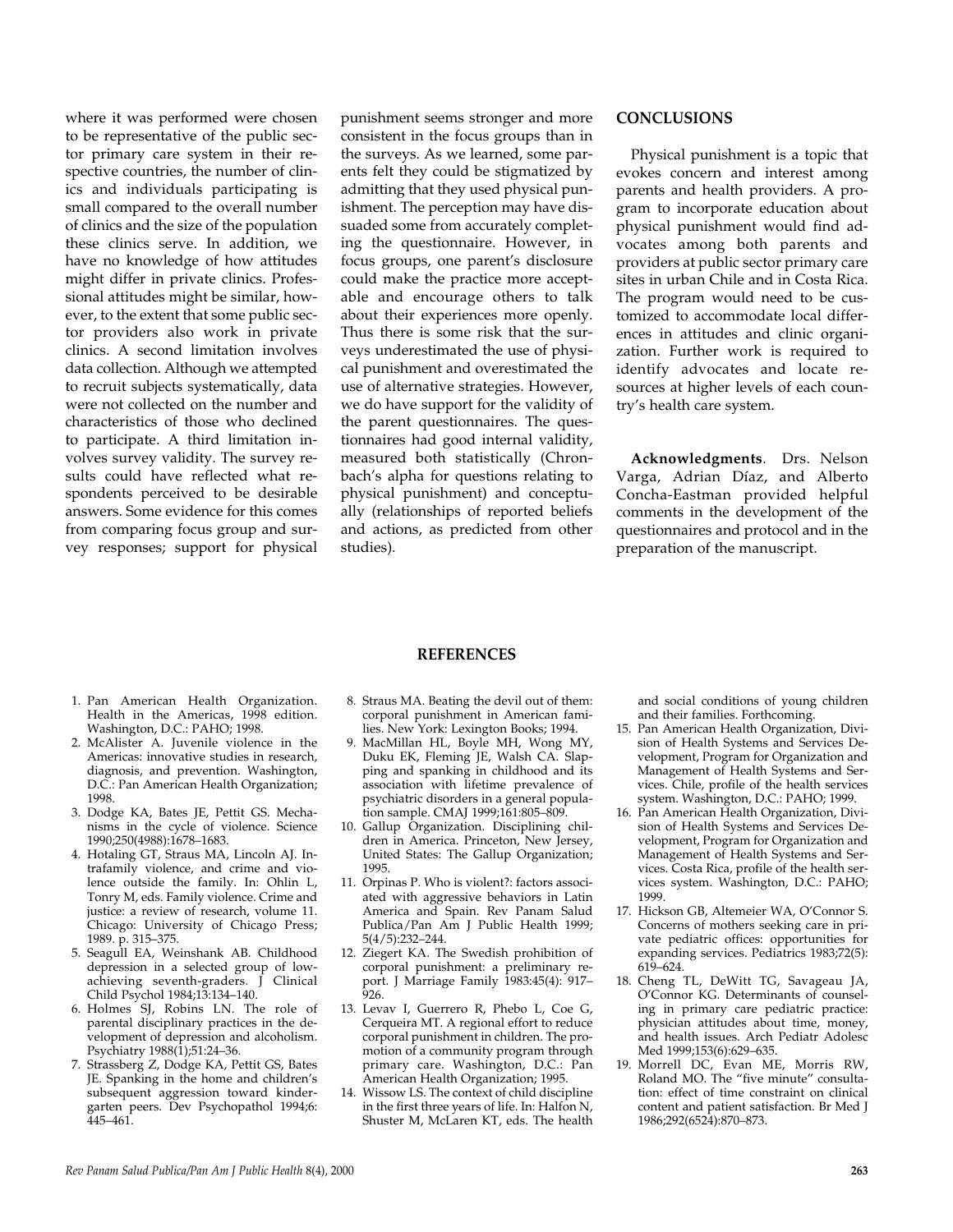where it was performed were chosen to be representative of the public sector primary care system in their respective countries, the number of clinics and individuals participating is small compared to the overall number of clinics and the size of the population these clinics serve. In addition, we have no knowledge of how attitudes might differ in private clinics. Professional attitudes might be similar, however, to the extent that some public sector providers also work in private clinics. A second limitation involves data collection. Although we attempted to recruit subjects systematically, data were not collected on the number and characteristics of those who declined to participate. A third limitation involves survey validity. The survey results could have reflected what respondents perceived to be desirable answers. Some evidence for this comes from comparing focus group and survey responses; support for physical punishment seems stronger and more consistent in the focus groups than in the surveys. As we learned, some parents felt they could be stigmatized by admitting that they used physical punishment. The perception may have dissuaded some from accurately completing the questionnaire. However, in focus groups, one parent's disclosure could make the practice more acceptable and encourage others to talk about their experiences more openly. Thus there is some risk that the surveys underestimated the use of physical punishment and overestimated the use of alternative strategies. However, we do have support for the validity of the parent questionnaires. The questionnaires had good internal validity, measured both statistically (Chronbach's alpha for questions relating to physical punishment) and conceptually (relationships of reported beliefs and actions, as predicted from other studies).

## CONCLUSIONS

Physical punishment is a topic that evokes concern and interest among parents and health providers. A program to incorporate education about physical punishment would find advocates among both parents and providers at public sector primary care sites in urban Chile and in Costa Rica. The program would need to be customized to accommodate local differences in attitudes and clinic organization. Further work is required to identify advocates and locate resources at higher levels of each country's health care system.

**Acknowledgments**. Drs. Nelson Varga, Adrian Díaz, and Alberto Concha-Eastman provided helpful comments in the development of the questionnaires and protocol and in the preparation of the manuscript.

## REFERENCES

1. Pan American Health Organization. Health in the Americas, 1998 edition. Washington, D.C.: PAHO; 1998.
2. McAlister A. Juvenile violence in the Americas: innovative studies in research, diagnosis, and prevention. Washington, D.C.: Pan American Health Organization; 1998.
3. Dodge KA, Bates JE, Pettit GS. Mechanisms in the cycle of violence. Science 1990;250(4988):1678–1683.
4. Hotaling GT, Straus MA, Lincoln AJ. Intrafamily violence, and crime and violence outside the family. In: Ohlin L, Tonry M, eds. Family violence. Crime and justice: a review of research, volume 11. Chicago: University of Chicago Press; 1989. p. 315–375.
5. Seagull EA, Weinshank AB. Childhood depression in a selected group of low-achieving seventh-graders. J Clinical Child Psychol 1984;13:134–140.
6. Holmes SJ, Robins LN. The role of parental disciplinary practices in the development of depression and alcoholism. Psychiatry 1988(1);51:24–36.
7. Strassberg Z, Dodge KA, Pettit GS, Bates JE. Spanking in the home and children's subsequent aggression toward kindergarten peers. Dev Psychopathol 1994;6: 445–461.
8. Straus MA. Beating the devil out of them: corporal punishment in American families. New York: Lexington Books; 1994.
9. MacMillan HL, Boyle MH, Wong MY, Duku EK, Fleming JE, Walsh CA. Slapping and spanking in childhood and its association with lifetime prevalence of psychiatric disorders in a general population sample. CMAJ 1999;161:805–809.
10. Gallup Organization. Disciplining children in America. Princeton, New Jersey, United States: The Gallup Organization; 1995.
11. Orpinas P. Who is violent?: factors associated with aggressive behaviors in Latin America and Spain. Rev Panam Salud Publica/Pan Am J Public Health 1999; 5(4/5):232–244.
12. Ziegert KA. The Swedish prohibition of corporal punishment: a preliminary report. J Marriage Family 1983:45(4): 917–926.
13. Levav I, Guerrero R, Phebo L, Coe G, Cerqueira MT. A regional effort to reduce corporal punishment in children. The promotion of a community program through primary care. Washington, D.C.: Pan American Health Organization; 1995.
14. Wissow LS. The context of child discipline in the first three years of life. In: Halfon N, Shuster M, McLaren KT, eds. The health and social conditions of young children and their families. Forthcoming.
15. Pan American Health Organization, Division of Health Systems and Services Development, Program for Organization and Management of Health Systems and Services. Chile, profile of the health services system. Washington, D.C.: PAHO; 1999.
16. Pan American Health Organization, Division of Health Systems and Services Development, Program for Organization and Management of Health Systems and Services. Costa Rica, profile of the health services system. Washington, D.C.: PAHO; 1999.
17. Hickson GB, Altemeier WA, O'Connor S. Concerns of mothers seeking care in private pediatric offices: opportunities for expanding services. Pediatrics 1983;72(5): 619–624.
18. Cheng TL, DeWitt TG, Savageau JA, O'Connor KG. Determinants of counseling in primary care pediatric practice: physician attitudes about time, money, and health issues. Arch Pediatr Adolesc Med 1999;153(6):629–635.
19. Morrell DC, Evan ME, Morris RW, Roland MO. The "five minute" consultation: effect of time constraint on clinical content and patient satisfaction. Br Med J 1986;292(6524):870–873.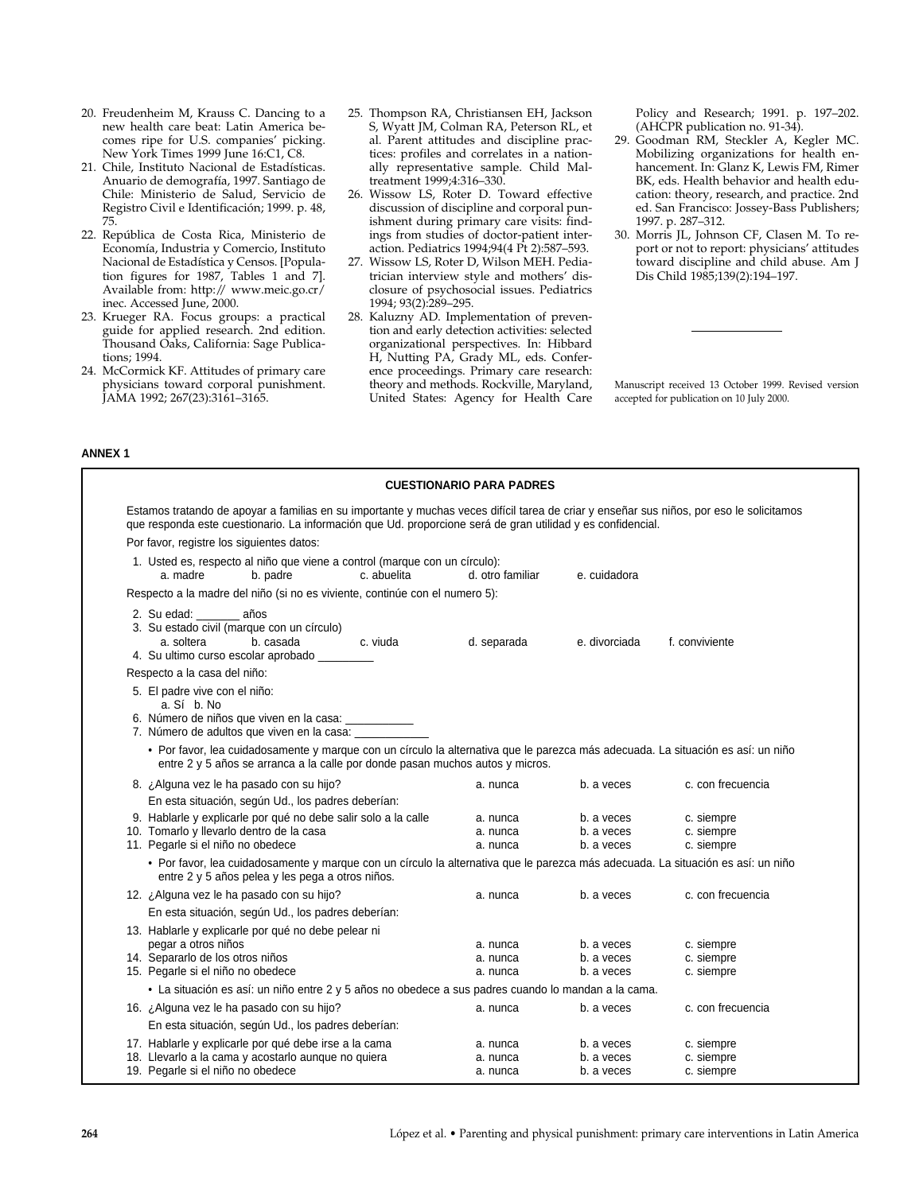20. Freudenheim M, Krauss C. Dancing to a new health care beat: Latin America becomes ripe for U.S. companies' picking. New York Times 1999 June 16:C1, C8.
21. Chile, Instituto Nacional de Estadísticas. Anuario de demografía, 1997. Santiago de Chile: Ministerio de Salud, Servicio de Registro Civil e Identificación; 1999. p. 48, 75.
22. República de Costa Rica, Ministerio de Economía, Industria y Comercio, Instituto Nacional de Estadística y Censos. [Population figures for 1987, Tables 1 and 7]. Available from: http:// www.meic.go.cr/ inec. Accessed June, 2000.
23. Krueger RA. Focus groups: a practical guide for applied research. 2nd edition. Thousand Oaks, California: Sage Publications; 1994.
24. McCormick KF. Attitudes of primary care physicians toward corporal punishment. JAMA 1992; 267(23):3161–3165.
25. Thompson RA, Christiansen EH, Jackson S, Wyatt JM, Colman RA, Peterson RL, et al. Parent attitudes and discipline practices: profiles and correlates in a nationally representative sample. Child Maltreatment 1999;4:316–330.
26. Wissow LS, Roter D. Toward effective discussion of discipline and corporal punishment during primary care visits: findings from studies of doctor-patient interaction. Pediatrics 1994;94(4 Pt 2):587–593.
27. Wissow LS, Roter D, Wilson MEH. Pediatrician interview style and mothers' disclosure of psychosocial issues. Pediatrics 1994; 93(2):289–295.
28. Kaluzny AD. Implementation of prevention and early detection activities: selected organizational perspectives. In: Hibbard H, Nutting PA, Grady ML, eds. Conference proceedings. Primary care research: theory and methods. Rockville, Maryland, United States: Agency for Health Care Policy and Research; 1991. p. 197–202. (AHCPR publication no. 91-34).
29. Goodman RM, Steckler A, Kegler MC. Mobilizing organizations for health enhancement. In: Glanz K, Lewis FM, Rimer BK, eds. Health behavior and health education: theory, research, and practice. 2nd ed. San Francisco: Jossey-Bass Publishers; 1997. p. 287–312.
30. Morris JL, Johnson CF, Clasen M. To report or not to report: physicians' attitudes toward discipline and child abuse. Am J Dis Child 1985;139(2):194–197.

Manuscript received 13 October 1999. Revised version accepted for publication on 10 July 2000.

## ANNEX 1

### CUESTIONARIO PARA PADRES

Estamos tratando de apoyar a familias en su importante y muchas veces difícil tarea de criar y enseñar sus niños, por eso le solicitamos que responda este cuestionario. La información que Ud. proporcione será de gran utilidad y es confidencial.

Por favor, registre los siguientes datos:

1. Usted es, respecto al niño que viene a control (marque con un círculo):
   a. madre   b. padre   c. abuelita   d. otro familiar   e. cuidadora

Respecto a la madre del niño (si no es viviente, continúe con el numero 5):

2. Su edad: _______ años
3. Su estado civil (marque con un círculo)
   a. soltera   b. casada   c. viuda   d. separada   e. divorciada   f. conviviente
4. Su ultimo curso escolar aprobado _________

Respecto a la casa del niño:

5. El padre vive con el niño:
   a. Sí   b. No
6. Número de niños que viven en la casa: ___________
7. Número de adultos que viven en la casa: ___________

• Por favor, lea cuidadosamente y marque con un círculo la alternativa que le parezca más adecuada. La situación es así: un niño entre 2 y 5 años se arranca a la calle por donde pasan muchos autos y micros.

| | | | |
|---|---|---|---|
| 8. ¿Alguna vez le ha pasado con su hijo? | a. nunca | b. a veces | c. con frecuencia |
| En esta situación, según Ud., los padres deberían: | | | |
| 9. Hablarle y explicarle por qué no debe salir solo a la calle | a. nunca | b. a veces | c. siempre |
| 10. Tomarlo y llevarlo dentro de la casa | a. nunca | b. a veces | c. siempre |
| 11. Pegarle si el niño no obedece | a. nunca | b. a veces | c. siempre |

• Por favor, lea cuidadosamente y marque con un círculo la alternativa que le parezca más adecuada. La situación es así: un niño entre 2 y 5 años pelea y les pega a otros niños.

| | | | |
|---|---|---|---|
| 12. ¿Alguna vez le ha pasado con su hijo? | a. nunca | b. a veces | c. con frecuencia |
| En esta situación, según Ud., los padres deberían: | | | |
| 13. Hablarle y explicarle por qué no debe pelear ni pegar a otros niños | a. nunca | b. a veces | c. siempre |
| 14. Separarlo de los otros niños | a. nunca | b. a veces | c. siempre |
| 15. Pegarle si el niño no obedece | a. nunca | b. a veces | c. siempre |

• La situación es así: un niño entre 2 y 5 años no obedece a sus padres cuando lo mandan a la cama.

| | | | |
|---|---|---|---|
| 16. ¿Alguna vez le ha pasado con su hijo? | a. nunca | b. a veces | c. con frecuencia |
| En esta situación, según Ud., los padres deberían: | | | |
| 17. Hablarle y explicarle por qué debe irse a la cama | a. nunca | b. a veces | c. siempre |
| 18. Llevarlo a la cama y acostarlo aunque no quiera | a. nunca | b. a veces | c. siempre |
| 19. Pegarle si el niño no obedece | a. nunca | b. a veces | c. siempre |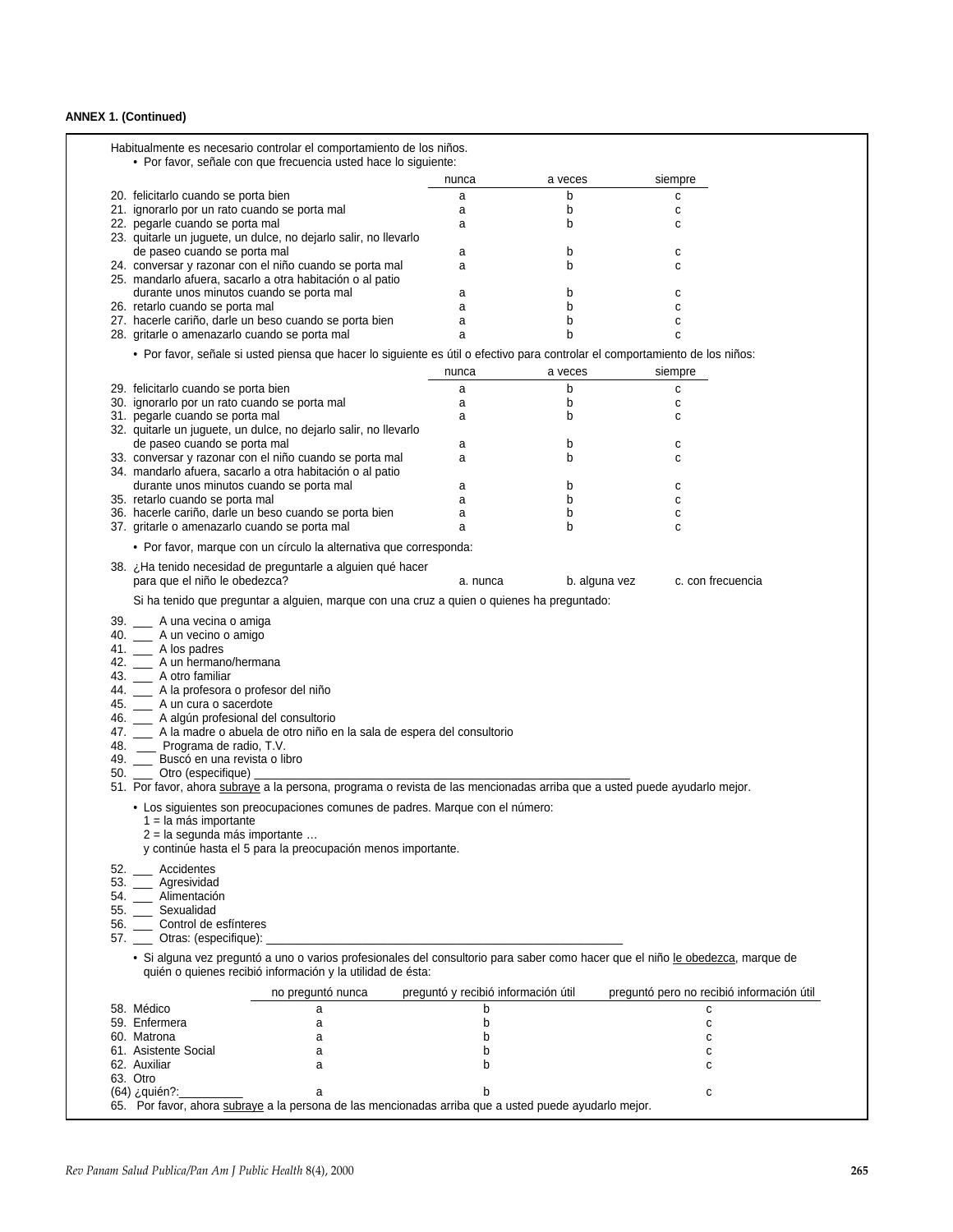**ANNEX 1. (Continued)**

Habitualmente es necesario controlar el comportamiento de los niños.

- Por favor, señale con que frecuencia usted hace lo siguiente:

| | nunca | a veces | siempre |
|---|---|---|---|
| 20. felicitarlo cuando se porta bien | a | b | c |
| 21. ignorarlo por un rato cuando se porta mal | a | b | c |
| 22. pegarle cuando se porta mal | a | b | c |
| 23. quitarle un juguete, un dulce, no dejarlo salir, no llevarlo de paseo cuando se porta mal | a | b | c |
| 24. conversar y razonar con el niño cuando se porta mal | a | b | c |
| 25. mandarlo afuera, sacarlo a otra habitación o al patio durante unos minutos cuando se porta mal | a | b | c |
| 26. retarlo cuando se porta mal | a | b | c |
| 27. hacerle cariño, darle un beso cuando se porta bien | a | b | c |
| 28. gritarle o amenazarlo cuando se porta mal | a | b | c |

- Por favor, señale si usted piensa que hacer lo siguiente es útil o efectivo para controlar el comportamiento de los niños:

| | nunca | a veces | siempre |
|---|---|---|---|
| 29. felicitarlo cuando se porta bien | a | b | c |
| 30. ignorarlo por un rato cuando se porta mal | a | b | c |
| 31. pegarle cuando se porta mal | a | b | c |
| 32. quitarle un juguete, un dulce, no dejarlo salir, no llevarlo de paseo cuando se porta mal | a | b | c |
| 33. conversar y razonar con el niño cuando se porta mal | a | b | c |
| 34. mandarlo afuera, sacarlo a otra habitación o al patio durante unos minutos cuando se porta mal | a | b | c |
| 35. retarlo cuando se porta mal | a | b | c |
| 36. hacerle cariño, darle un beso cuando se porta bien | a | b | c |
| 37. gritarle o amenazarlo cuando se porta mal | a | b | c |

- Por favor, marque con un círculo la alternativa que corresponda:

38. ¿Ha tenido necesidad de preguntarle a alguien qué hacer para que el niño le obedezca? a. nunca b. alguna vez c. con frecuencia

Si ha tenido que preguntar a alguien, marque con una cruz a quien o quienes ha preguntado:

39. ___ A una vecina o amiga
40. ___ A un vecino o amigo
41. ___ A los padres
42. ___ A un hermano/hermana
43. ___ A otro familiar
44. ___ A la profesora o profesor del niño
45. ___ A un cura o sacerdote
46. ___ A algún profesional del consultorio
47. ___ A la madre o abuela de otro niño en la sala de espera del consultorio
48. ___ Programa de radio, T.V.
49. ___ Buscó en una revista o libro
50. ___ Otro (especifique) ____________________________________________
51. Por favor, ahora subraye a la persona, programa o revista de las mencionadas arriba que a usted puede ayudarlo mejor.

- Los siguientes son preocupaciones comunes de padres. Marque con el número:
  1 = la más importante
  2 = la segunda más importante …
  y continúe hasta el 5 para la preocupación menos importante.

52. ___ Accidentes
53. ___ Agresividad
54. ___ Alimentación
55. ___ Sexualidad
56. ___ Control de esfínteres
57. ___ Otras: (especifique): ____________________________________

- Si alguna vez preguntó a uno o varios profesionales del consultorio para saber como hacer que el niño le obedezca, marque de quién o quienes recibió información y la utilidad de ésta:

| | no preguntó nunca | preguntó y recibió información útil | preguntó pero no recibió información útil |
|---|---|---|---|
| 58. Médico | a | b | c |
| 59. Enfermera | a | b | c |
| 60. Matrona | a | b | c |
| 61. Asistente Social | a | b | c |
| 62. Auxiliar | a | b | c |
| 63. Otro (64) ¿quién?:__________ | a | b | c |

65. Por favor, ahora subraye a la persona de las mencionadas arriba que a usted puede ayudarlo mejor.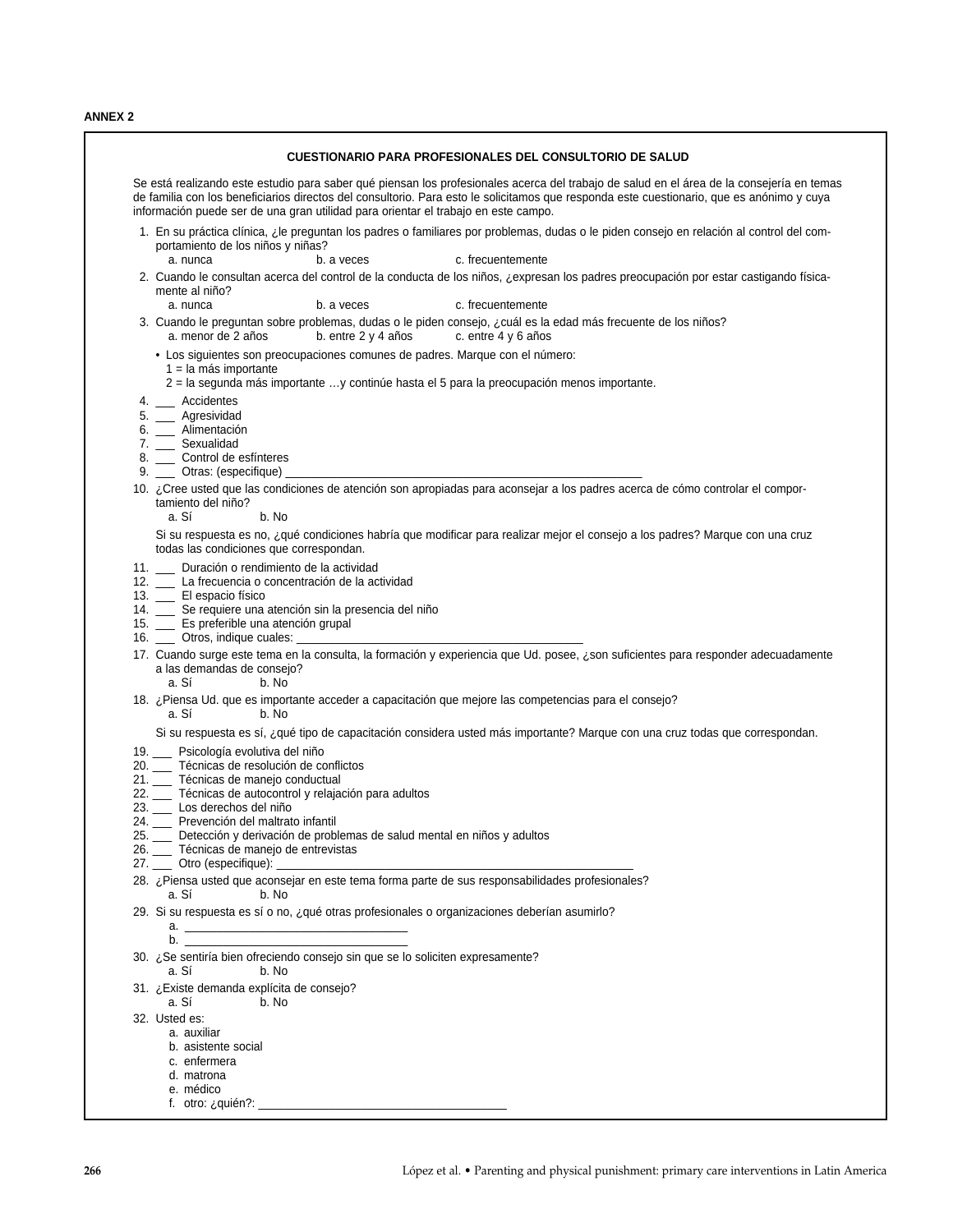**ANNEX 2**

### CUESTIONARIO PARA PROFESIONALES DEL CONSULTORIO DE SALUD

Se está realizando este estudio para saber qué piensan los profesionales acerca del trabajo de salud en el área de la consejería en temas de familia con los beneficiarios directos del consultorio. Para esto le solicitamos que responda este cuestionario, que es anónimo y cuya información puede ser de una gran utilidad para orientar el trabajo en este campo.

1. En su práctica clínica, ¿le preguntan los padres o familiares por problemas, dudas o le piden consejo en relación al control del comportamiento de los niños y niñas?
   a. nunca  b. a veces  c. frecuentemente
2. Cuando le consultan acerca del control de la conducta de los niños, ¿expresan los padres preocupación por estar castigando físicamente al niño?
   a. nunca  b. a veces  c. frecuentemente
3. Cuando le preguntan sobre problemas, dudas o le piden consejo, ¿cuál es la edad más frecuente de los niños?
   a. menor de 2 años  b. entre 2 y 4 años  c. entre 4 y 6 años

- Los siguientes son preocupaciones comunes de padres. Marque con el número:
  1 = la más importante
  2 = la segunda más importante …y continúe hasta el 5 para la preocupación menos importante.

4. ___ Accidentes
5. ___ Agresividad
6. ___ Alimentación
7. ___ Sexualidad
8. ___ Control de esfínteres
9. ___ Otras: (especifique) ____________________
10. ¿Cree usted que las condiciones de atención son apropiadas para aconsejar a los padres acerca de cómo controlar el comportamiento del niño?
    a. Sí  b. No

    Si su respuesta es no, ¿qué condiciones habría que modificar para realizar mejor el consejo a los padres? Marque con una cruz todas las condiciones que correspondan.

11. ___ Duración o rendimiento de la actividad
12. ___ La frecuencia o concentración de la actividad
13. ___ El espacio físico
14. ___ Se requiere una atención sin la presencia del niño
15. ___ Es preferible una atención grupal
16. ___ Otros, indique cuales: ____________________
17. Cuando surge este tema en la consulta, la formación y experiencia que Ud. posee, ¿son suficientes para responder adecuadamente a las demandas de consejo?
    a. Sí  b. No
18. ¿Piensa Ud. que es importante acceder a capacitación que mejore las competencias para el consejo?
    a. Sí  b. No

    Si su respuesta es sí, ¿qué tipo de capacitación considera usted más importante? Marque con una cruz todas que correspondan.

19. ___ Psicología evolutiva del niño
20. ___ Técnicas de resolución de conflictos
21. ___ Técnicas de manejo conductual
22. ___ Técnicas de autocontrol y relajación para adultos
23. ___ Los derechos del niño
24. ___ Prevención del maltrato infantil
25. ___ Detección y derivación de problemas de salud mental en niños y adultos
26. ___ Técnicas de manejo de entrevistas
27. ___ Otro (especifique): ____________________
28. ¿Piensa usted que aconsejar en este tema forma parte de sus responsabilidades profesionales?
    a. Sí  b. No
29. Si su respuesta es sí o no, ¿qué otras profesionales o organizaciones deberían asumirlo?
    a. ____________________
    b. ____________________
30. ¿Se sentiría bien ofreciendo consejo sin que se lo soliciten expresamente?
    a. Sí  b. No
31. ¿Existe demanda explícita de consejo?
    a. Sí  b. No
32. Usted es:
    a. auxiliar
    b. asistente social
    c. enfermera
    d. matrona
    e. médico
    f. otro: ¿quién?: ____________________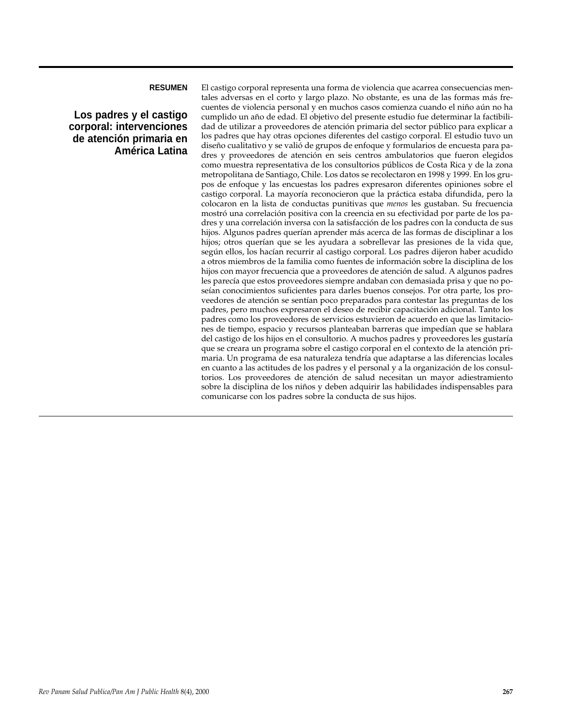**RESUMEN**

## Los padres y el castigo corporal: intervenciones de atención primaria en América Latina

El castigo corporal representa una forma de violencia que acarrea consecuencias mentales adversas en el corto y largo plazo. No obstante, es una de las formas más frecuentes de violencia personal y en muchos casos comienza cuando el niño aún no ha cumplido un año de edad. El objetivo del presente estudio fue determinar la factibilidad de utilizar a proveedores de atención primaria del sector público para explicar a los padres que hay otras opciones diferentes del castigo corporal. El estudio tuvo un diseño cualitativo y se valió de grupos de enfoque y formularios de encuesta para padres y proveedores de atención en seis centros ambulatorios que fueron elegidos como muestra representativa de los consultorios públicos de Costa Rica y de la zona metropolitana de Santiago, Chile. Los datos se recolectaron en 1998 y 1999. En los grupos de enfoque y las encuestas los padres expresaron diferentes opiniones sobre el castigo corporal. La mayoría reconocieron que la práctica estaba difundida, pero la colocaron en la lista de conductas punitivas que *menos* les gustaban. Su frecuencia mostró una correlación positiva con la creencia en su efectividad por parte de los padres y una correlación inversa con la satisfacción de los padres con la conducta de sus hijos. Algunos padres querían aprender más acerca de las formas de disciplinar a los hijos; otros querían que se les ayudara a sobrellevar las presiones de la vida que, según ellos, los hacían recurrir al castigo corporal. Los padres dijeron haber acudido a otros miembros de la familia como fuentes de información sobre la disciplina de los hijos con mayor frecuencia que a proveedores de atención de salud. A algunos padres les parecía que estos proveedores siempre andaban con demasiada prisa y que no poseían conocimientos suficientes para darles buenos consejos. Por otra parte, los proveedores de atención se sentían poco preparados para contestar las preguntas de los padres, pero muchos expresaron el deseo de recibir capacitación adicional. Tanto los padres como los proveedores de servicios estuvieron de acuerdo en que las limitaciones de tiempo, espacio y recursos planteaban barreras que impedían que se hablara del castigo de los hijos en el consultorio. A muchos padres y proveedores les gustaría que se creara un programa sobre el castigo corporal en el contexto de la atención primaria. Un programa de esa naturaleza tendría que adaptarse a las diferencias locales en cuanto a las actitudes de los padres y el personal y a la organización de los consultorios. Los proveedores de atención de salud necesitan un mayor adiestramiento sobre la disciplina de los niños y deben adquirir las habilidades indispensables para comunicarse con los padres sobre la conducta de sus hijos.